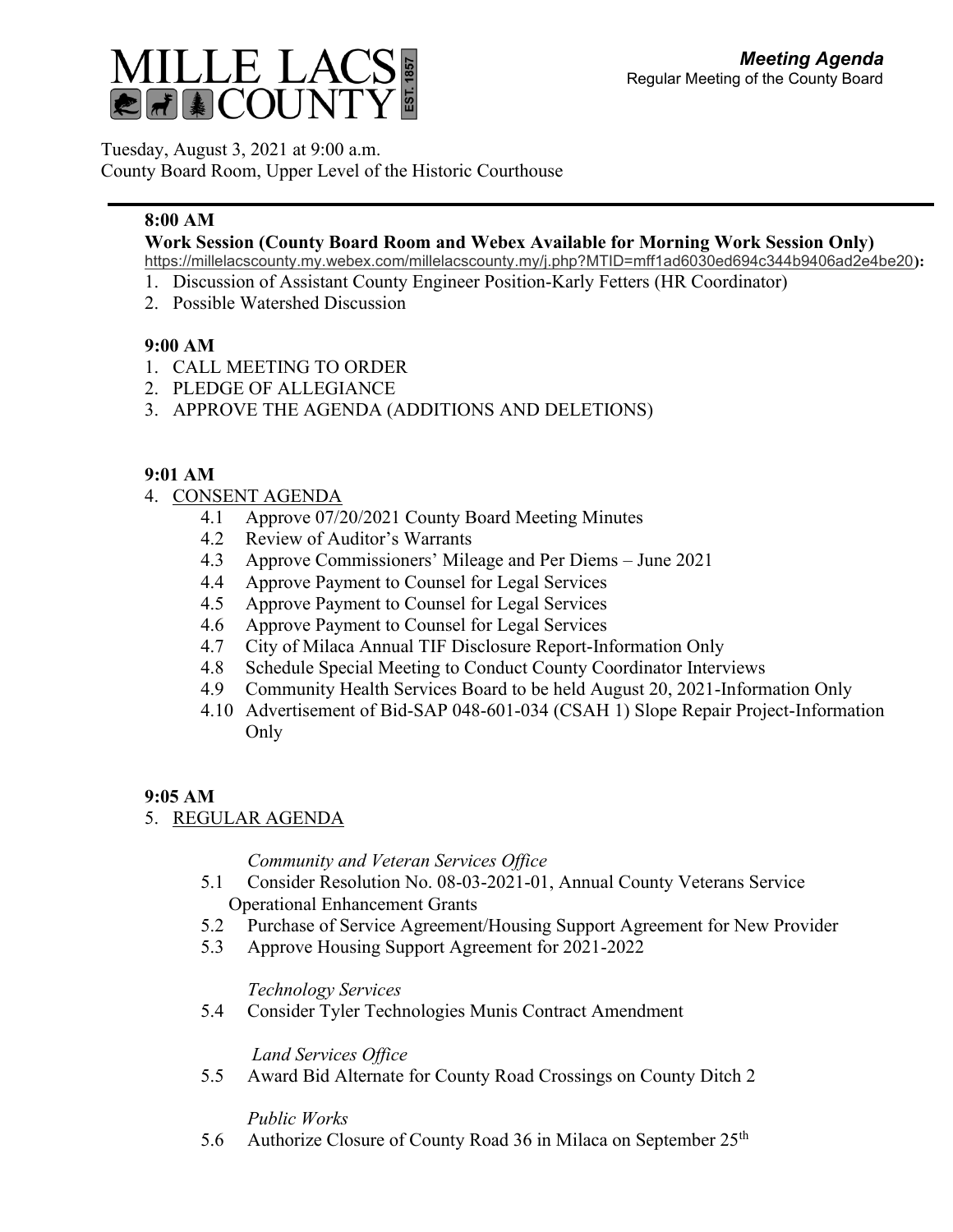# MILLE LACS COUNTY EST. 1857

***Meeting Agenda***
Regular Meeting of the County Board

Tuesday, August 3, 2021 at 9:00 a.m.
County Board Room, Upper Level of the Historic Courthouse

---

**8:00 AM**

**Work Session (County Board Room and Webex Available for Morning Work Session Only)** https://millelacscounty.my.webex.com/millelacscounty.my/j.php?MTID=mff1ad6030ed694c344b9406ad2e4be20**):**

1. Discussion of Assistant County Engineer Position-Karly Fetters (HR Coordinator)
2. Possible Watershed Discussion

**9:00 AM**

1. CALL MEETING TO ORDER
2. PLEDGE OF ALLEGIANCE
3. APPROVE THE AGENDA (ADDITIONS AND DELETIONS)

**9:01 AM**

4. CONSENT AGENDA
   - 4.1 Approve 07/20/2021 County Board Meeting Minutes
   - 4.2 Review of Auditor's Warrants
   - 4.3 Approve Commissioners' Mileage and Per Diems – June 2021
   - 4.4 Approve Payment to Counsel for Legal Services
   - 4.5 Approve Payment to Counsel for Legal Services
   - 4.6 Approve Payment to Counsel for Legal Services
   - 4.7 City of Milaca Annual TIF Disclosure Report-Information Only
   - 4.8 Schedule Special Meeting to Conduct County Coordinator Interviews
   - 4.9 Community Health Services Board to be held August 20, 2021-Information Only
   - 4.10 Advertisement of Bid-SAP 048-601-034 (CSAH 1) Slope Repair Project-Information Only

**9:05 AM**

5. REGULAR AGENDA

   *Community and Veteran Services Office*
   - 5.1 Consider Resolution No. 08-03-2021-01, Annual County Veterans Service Operational Enhancement Grants
   - 5.2 Purchase of Service Agreement/Housing Support Agreement for New Provider
   - 5.3 Approve Housing Support Agreement for 2021-2022

   *Technology Services*
   - 5.4 Consider Tyler Technologies Munis Contract Amendment

   *Land Services Office*
   - 5.5 Award Bid Alternate for County Road Crossings on County Ditch 2

   *Public Works*
   - 5.6 Authorize Closure of County Road 36 in Milaca on September 25th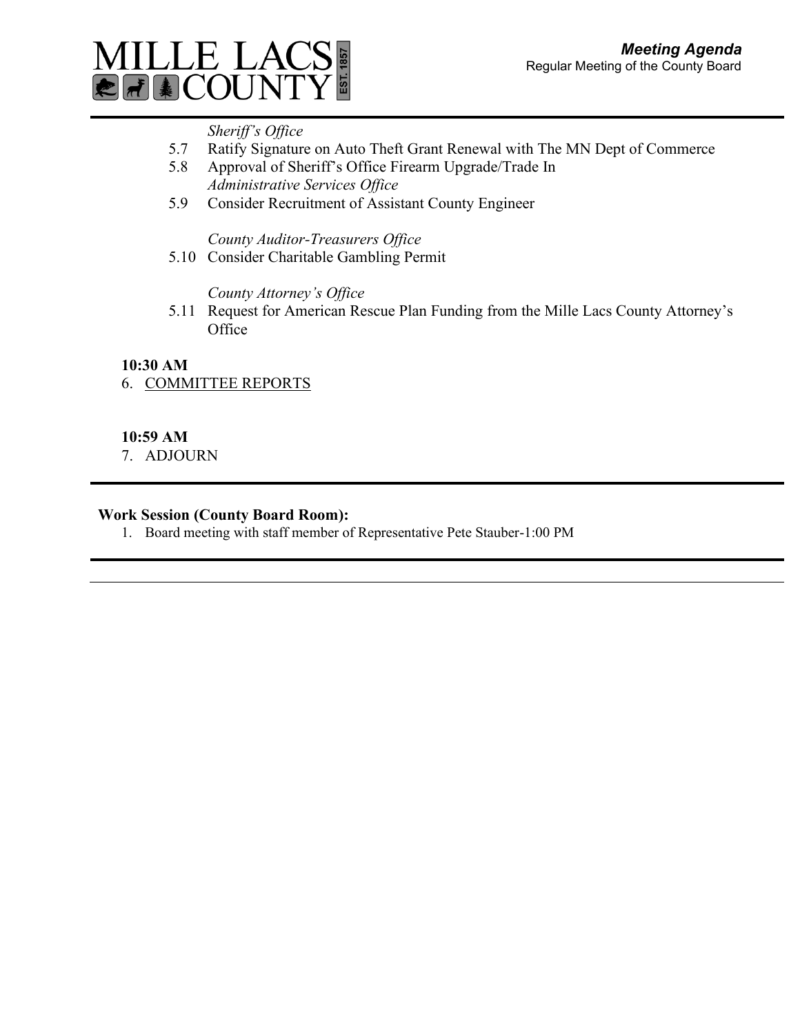*Sheriff's Office*

5.7 Ratify Signature on Auto Theft Grant Renewal with The MN Dept of Commerce

5.8 Approval of Sheriff's Office Firearm Upgrade/Trade In

*Administrative Services Office*

5.9 Consider Recruitment of Assistant County Engineer

*County Auditor-Treasurers Office*

5.10 Consider Charitable Gambling Permit

*County Attorney's Office*

5.11 Request for American Rescue Plan Funding from the Mille Lacs County Attorney's Office

**10:30 AM**

6. COMMITTEE REPORTS

**10:59 AM**

7. ADJOURN

---

**Work Session (County Board Room):**

1. Board meeting with staff member of Representative Pete Stauber-1:00 PM